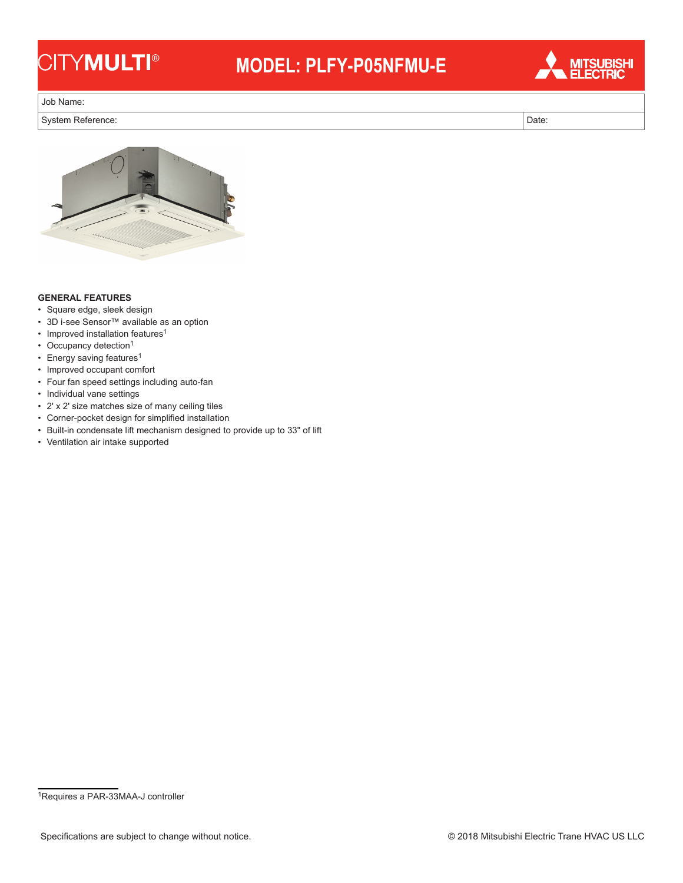CITYMULTI®

# MODEL: PLFY-P05NFMU-E

MITSUBISHI ELECTRIC

| | |
|---|---|
| Job Name: | |
| System Reference: | Date: |

**GENERAL FEATURES**

- Square edge, sleek design
- 3D i-see Sensor™ available as an option
- Improved installation features[1]
- Occupancy detection[1]
- Energy saving features[1]
- Improved occupant comfort
- Four fan speed settings including auto-fan
- Individual vane settings
- 2' x 2' size matches size of many ceiling tiles
- Corner-pocket design for simplified installation
- Built-in condensate lift mechanism designed to provide up to 33" of lift
- Ventilation air intake supported

[1]Requires a PAR-33MAA-J controller

Specifications are subject to change without notice.

© 2018 Mitsubishi Electric Trane HVAC US LLC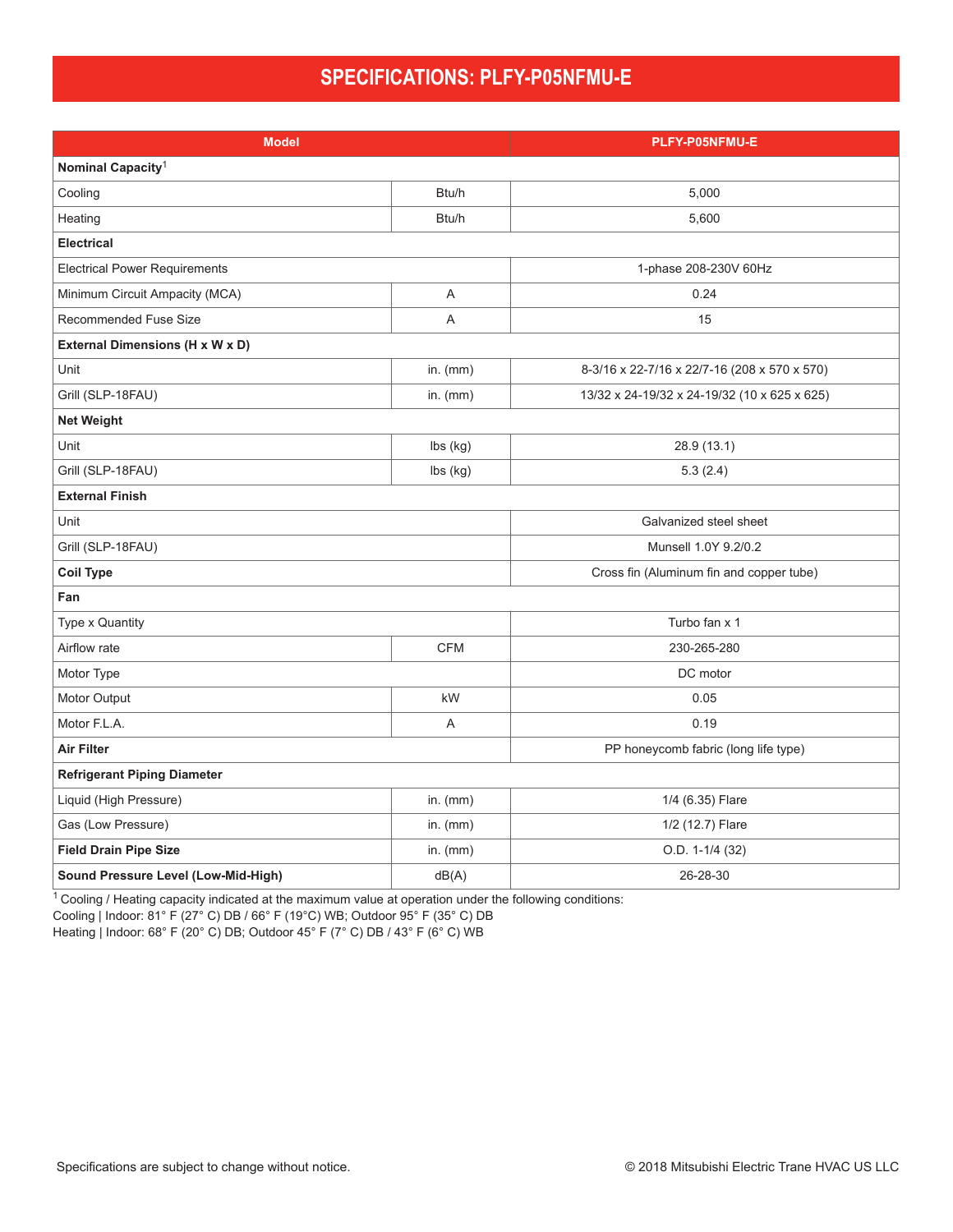# SPECIFICATIONS: PLFY-P05NFMU-E

| Model | | PLFY-P05NFMU-E |
|---|---|---|
| **Nominal Capacity**[1] | | |
| Cooling | Btu/h | 5,000 |
| Heating | Btu/h | 5,600 |
| **Electrical** | | |
| Electrical Power Requirements | | 1-phase 208-230V 60Hz |
| Minimum Circuit Ampacity (MCA) | A | 0.24 |
| Recommended Fuse Size | A | 15 |
| **External Dimensions (H x W x D)** | | |
| Unit | in. (mm) | 8-3/16 x 22-7/16 x 22/7-16 (208 x 570 x 570) |
| Grill (SLP-18FAU) | in. (mm) | 13/32 x 24-19/32 x 24-19/32 (10 x 625 x 625) |
| **Net Weight** | | |
| Unit | lbs (kg) | 28.9 (13.1) |
| Grill (SLP-18FAU) | lbs (kg) | 5.3 (2.4) |
| **External Finish** | | |
| Unit | | Galvanized steel sheet |
| Grill (SLP-18FAU) | | Munsell 1.0Y 9.2/0.2 |
| **Coil Type** | | Cross fin (Aluminum fin and copper tube) |
| **Fan** | | |
| Type x Quantity | | Turbo fan x 1 |
| Airflow rate | CFM | 230-265-280 |
| Motor Type | | DC motor |
| Motor Output | kW | 0.05 |
| Motor F.L.A. | A | 0.19 |
| **Air Filter** | | PP honeycomb fabric (long life type) |
| **Refrigerant Piping Diameter** | | |
| Liquid (High Pressure) | in. (mm) | 1/4 (6.35) Flare |
| Gas (Low Pressure) | in. (mm) | 1/2 (12.7) Flare |
| **Field Drain Pipe Size** | in. (mm) | O.D. 1-1/4 (32) |
| **Sound Pressure Level (Low-Mid-High)** | dB(A) | 26-28-30 |

[1] Cooling / Heating capacity indicated at the maximum value at operation under the following conditions:
Cooling | Indoor: 81° F (27° C) DB / 66° F (19°C) WB; Outdoor 95° F (35° C) DB
Heating | Indoor: 68° F (20° C) DB; Outdoor 45° F (7° C) DB / 43° F (6° C) WB

Specifications are subject to change without notice.

© 2018 Mitsubishi Electric Trane HVAC US LLC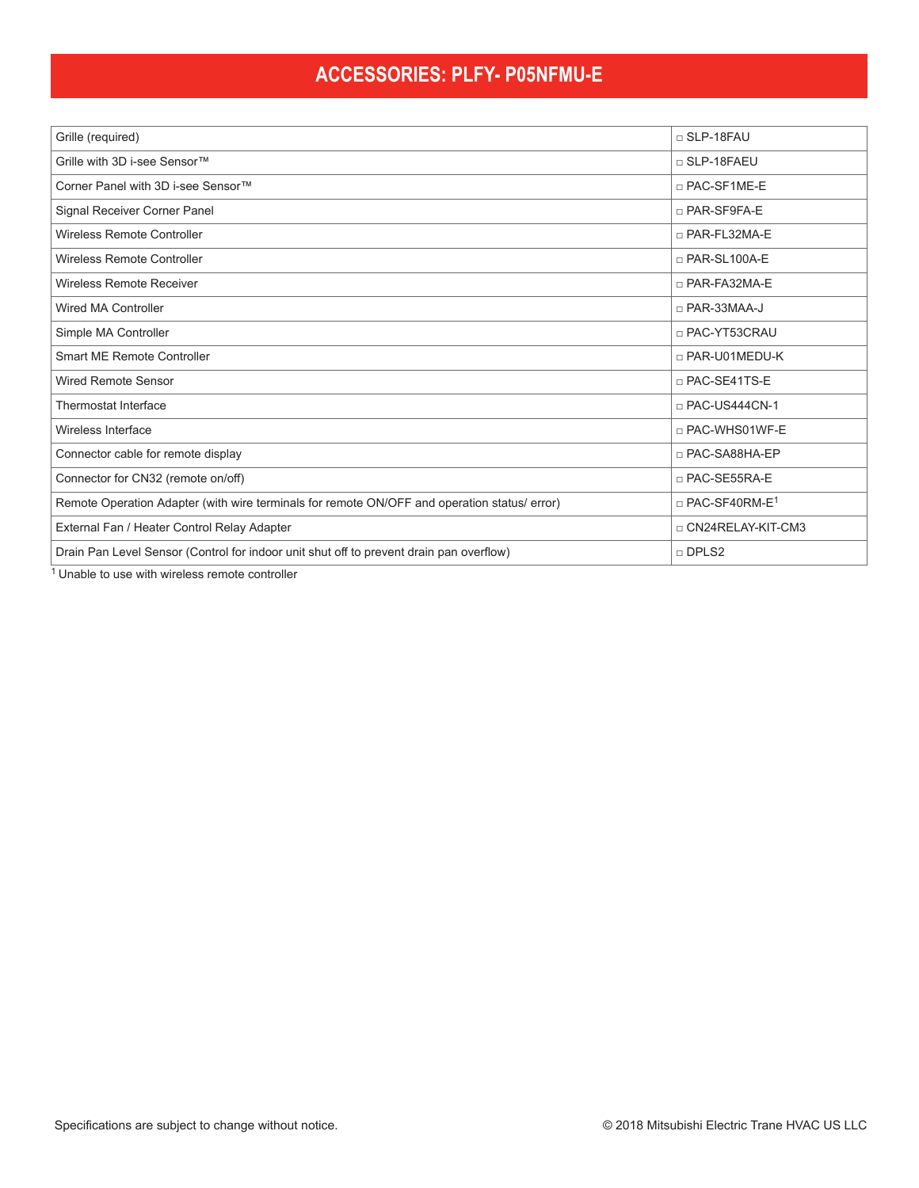## ACCESSORIES: PLFY- P05NFMU-E

| | |
|---|---|
| Grille (required) | □ SLP-18FAU |
| Grille with 3D i-see Sensor™ | □ SLP-18FAEU |
| Corner Panel with 3D i-see Sensor™ | □ PAC-SF1ME-E |
| Signal Receiver Corner Panel | □ PAR-SF9FA-E |
| Wireless Remote Controller | □ PAR-FL32MA-E |
| Wireless Remote Controller | □ PAR-SL100A-E |
| Wireless Remote Receiver | □ PAR-FA32MA-E |
| Wired MA Controller | □ PAR-33MAA-J |
| Simple MA Controller | □ PAC-YT53CRAU |
| Smart ME Remote Controller | □ PAR-U01MEDU-K |
| Wired Remote Sensor | □ PAC-SE41TS-E |
| Thermostat Interface | □ PAC-US444CN-1 |
| Wireless Interface | □ PAC-WHS01WF-E |
| Connector cable for remote display | □ PAC-SA88HA-EP |
| Connector for CN32 (remote on/off) | □ PAC-SE55RA-E |
| Remote Operation Adapter (with wire terminals for remote ON/OFF and operation status/ error) | □ PAC-SF40RM-E[1] |
| External Fan / Heater Control Relay Adapter | □ CN24RELAY-KIT-CM3 |
| Drain Pan Level Sensor (Control for indoor unit shut off to prevent drain pan overflow) | □ DPLS2 |

[1] Unable to use with wireless remote controller

Specifications are subject to change without notice.

© 2018 Mitsubishi Electric Trane HVAC US LLC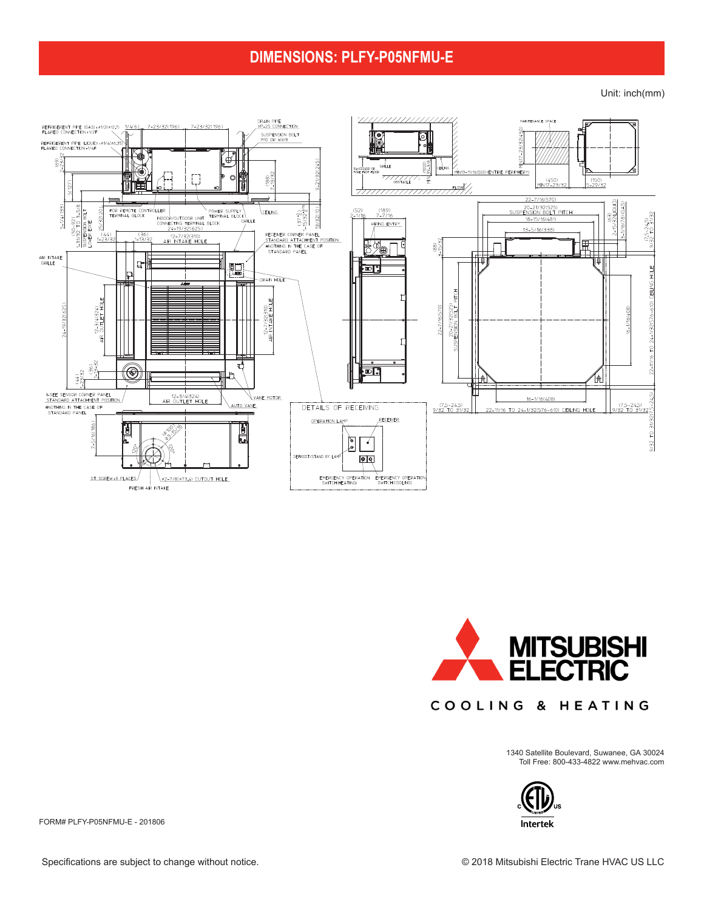# DIMENSIONS: PLFY-P05NFMU-E

Unit: inch(mm)

REFRIGERANT PIPE (GAS) ø1/2(ø12.7) FLARED CONNECTION ø1/2F
REFRIGERANT PIPE (LIQUID) ø1/4(ø6.35) FLARED CONNECTION ø1/4F
1/4(6) 7-23/32(196) 7-23/32(196)
DRAIN PIPE VP-25 CONNECTION
SUSPENSION BOLT M10 OR W3/8
(69) 2-23/32
5(127)
(88) 7-13/32
9-21/32(245)
5-1/4(133)
(150-92) 5-29/32 TO 3-5/8 SUSPENSION BOLT LOWER EDGE
25/32(20)
FOR REMOTE CONTROLLER TERMINAL BLOCK
INDOOR/OUTDOOR UNIT CONNECTING TERMINAL BLOCK
POWER SUPPLY TERMINAL BLOCK
CEILING
GRILLE
(37.5) 1-15/32
13/32(10)
24-19/32(625)
(44) 1-23/32
(36) 1-13/32
12-7/32(310) AIR INTAKE HOLE
RECEIVER CORNER PANEL STANDARD ATTACHMENT POSITION ※NOTHING IN THE CASE OF STANDARD PANEL
AIR INTAKE GRILLE
DRAIN HOLE
24-19/32(625)
12-3/4(324) AIR OUTLET HOLE
12-7/32(310) AIR INTAKE HOLE
(44) 1-23/32
(36) 1-13/32
I-SEE SENSOR CORNER PANEL STANDARD ATTACHMENT POSITION ※NOTHING IN THE CASE OF STANDARD PANEL
12-3/4(324) AIR OUTLET HOLE
VANE MOTOR
AUTO VANE
7-5/16(186)
(ø100) ø3-15/16
120°
120°
ST SCREW(3 PLACES)
ø2-7/8(ø73.4) CUTOUT HOLE
FRESH AIR INTAKE

MAINTENANCE SPACE
MIN17-23/32(450)
3/4-1/32(20) OR MORE FROM FLOOR
GRILLE
OUTSIDE
(1000) 39-3/8
CEILING
MIN
MIN19-11/16(500)(ENTIRE PERIPHERY)
FLOOR
(450) MIN17-23/32
(150) 5-29/32
(52) 2-1/16
(189) 7-7/16
WIRING ENTRY
(88) 3-15/32
22-7/16(570)
20-21/32(525) SUSPENSION BOLT PITCH
22-7/16(570)
18-15/16(481)
13-5/16(338)
(63) 2-15/32(LIQUID)
(81) 3-1/16(GAS)
(7.5-24.5) 9/32 TO 31/32
20-21/32(525) SUSPENSION BOLT PITCH
CEILING HOLE
16-1/16(408)
22-11/16 TO 24-1/32(576-610)
16-1/16(408)
(7.5-24.5) 9/32 TO 31/32
22-11/16 TO 24-1/32(576-610) CEILING HOLE
(7.5-24.5) 9/32 TO 31/32
(7.5-24.5) 9/32 TO 31/32

DETAILS OF RECEIVING
OPERATION LAMP
RECEIVER
DEFROST/STAND BY LAMP
EMERGENCY OPERATION SWITCH(HEATING)
EMERGENCY OPERATION SWITCH(COOLING)

MITSUBISHI ELECTRIC
COOLING & HEATING

1340 Satellite Boulevard, Suwanee, GA 30024
Toll Free: 800-433-4822 www.mehvac.com

Intertek

FORM# PLFY-P05NFMU-E - 201806

Specifications are subject to change without notice.

© 2018 Mitsubishi Electric Trane HVAC US LLC